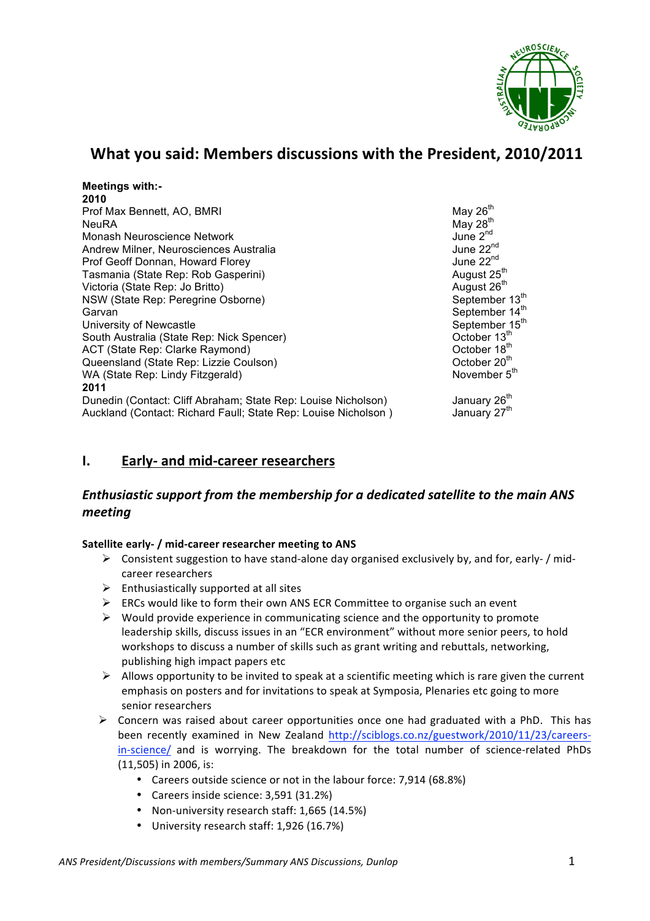# What you said: Members discussions with the President, 2010/2011

**Meetings with:-**

**2010**

| | |
|---|---|
| Prof Max Bennett, AO, BMRI | May 26th |
| NeuRA | May 28th |
| Monash Neuroscience Network | June 2nd |
| Andrew Milner, Neurosciences Australia | June 22nd |
| Prof Geoff Donnan, Howard Florey | June 22nd |
| Tasmania (State Rep: Rob Gasperini) | August 25th |
| Victoria (State Rep: Jo Britto) | August 26th |
| NSW (State Rep: Peregrine Osborne) | September 13th |
| Garvan | September 14th |
| University of Newcastle | September 15th |
| South Australia (State Rep: Nick Spencer) | October 13th |
| ACT (State Rep: Clarke Raymond) | October 18th |
| Queensland (State Rep: Lizzie Coulson) | October 20th |
| WA (State Rep: Lindy Fitzgerald) | November 5th |

**2011**

| | |
|---|---|
| Dunedin (Contact: Cliff Abraham; State Rep: Louise Nicholson) | January 26th |
| Auckland (Contact: Richard Faull; State Rep: Louise Nicholson ) | January 27th |

## I. Early- and mid-career researchers

### *Enthusiastic support from the membership for a dedicated satellite to the main ANS meeting*

**Satellite early- / mid-career researcher meeting to ANS**

- Consistent suggestion to have stand-alone day organised exclusively by, and for, early- / mid-career researchers
- Enthusiastically supported at all sites
- ERCs would like to form their own ANS ECR Committee to organise such an event
- Would provide experience in communicating science and the opportunity to promote leadership skills, discuss issues in an "ECR environment" without more senior peers, to hold workshops to discuss a number of skills such as grant writing and rebuttals, networking, publishing high impact papers etc
- Allows opportunity to be invited to speak at a scientific meeting which is rare given the current emphasis on posters and for invitations to speak at Symposia, Plenaries etc going to more senior researchers

- Concern was raised about career opportunities once one had graduated with a PhD. This has been recently examined in New Zealand http://sciblogs.co.nz/guestwork/2010/11/23/careers-in-science/ and is worrying. The breakdown for the total number of science-related PhDs (11,505) in 2006, is:
  - Careers outside science or not in the labour force: 7,914 (68.8%)
  - Careers inside science: 3,591 (31.2%)
  - Non-university research staff: 1,665 (14.5%)
  - University research staff: 1,926 (16.7%)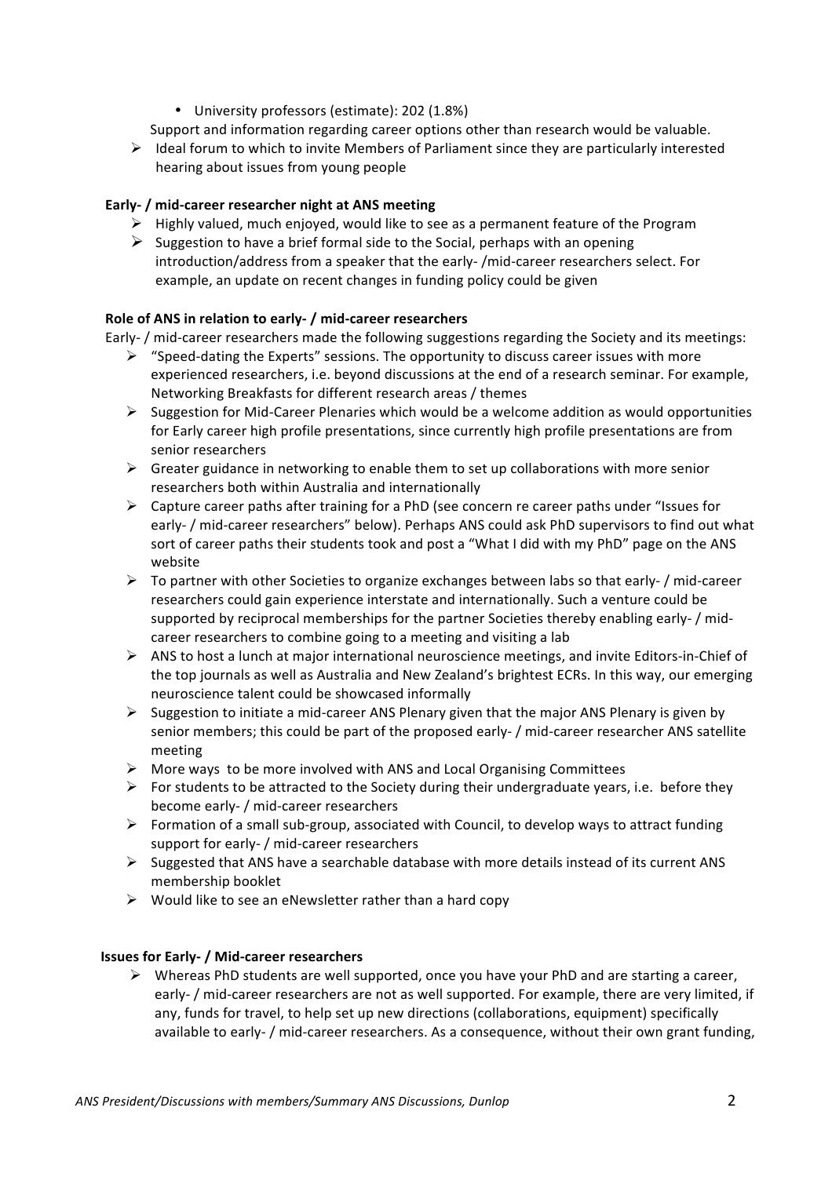- University professors (estimate): 202 (1.8%)

  Support and information regarding career options other than research would be valuable.

- Ideal forum to which to invite Members of Parliament since they are particularly interested hearing about issues from young people

**Early- / mid-career researcher night at ANS meeting**

- Highly valued, much enjoyed, would like to see as a permanent feature of the Program
- Suggestion to have a brief formal side to the Social, perhaps with an opening introduction/address from a speaker that the early- /mid-career researchers select. For example, an update on recent changes in funding policy could be given

**Role of ANS in relation to early- / mid-career researchers**

Early- / mid-career researchers made the following suggestions regarding the Society and its meetings:

- "Speed-dating the Experts" sessions. The opportunity to discuss career issues with more experienced researchers, i.e. beyond discussions at the end of a research seminar. For example, Networking Breakfasts for different research areas / themes
- Suggestion for Mid-Career Plenaries which would be a welcome addition as would opportunities for Early career high profile presentations, since currently high profile presentations are from senior researchers
- Greater guidance in networking to enable them to set up collaborations with more senior researchers both within Australia and internationally
- Capture career paths after training for a PhD (see concern re career paths under "Issues for early- / mid-career researchers" below). Perhaps ANS could ask PhD supervisors to find out what sort of career paths their students took and post a "What I did with my PhD" page on the ANS website
- To partner with other Societies to organize exchanges between labs so that early- / mid-career researchers could gain experience interstate and internationally. Such a venture could be supported by reciprocal memberships for the partner Societies thereby enabling early- / mid-career researchers to combine going to a meeting and visiting a lab
- ANS to host a lunch at major international neuroscience meetings, and invite Editors-in-Chief of the top journals as well as Australia and New Zealand's brightest ECRs. In this way, our emerging neuroscience talent could be showcased informally
- Suggestion to initiate a mid-career ANS Plenary given that the major ANS Plenary is given by senior members; this could be part of the proposed early- / mid-career researcher ANS satellite meeting
- More ways to be more involved with ANS and Local Organising Committees
- For students to be attracted to the Society during their undergraduate years, i.e. before they become early- / mid-career researchers
- Formation of a small sub-group, associated with Council, to develop ways to attract funding support for early- / mid-career researchers
- Suggested that ANS have a searchable database with more details instead of its current ANS membership booklet
- Would like to see an eNewsletter rather than a hard copy

**Issues for Early- / Mid-career researchers**

- Whereas PhD students are well supported, once you have your PhD and are starting a career, early- / mid-career researchers are not as well supported. For example, there are very limited, if any, funds for travel, to help set up new directions (collaborations, equipment) specifically available to early- / mid-career researchers. As a consequence, without their own grant funding,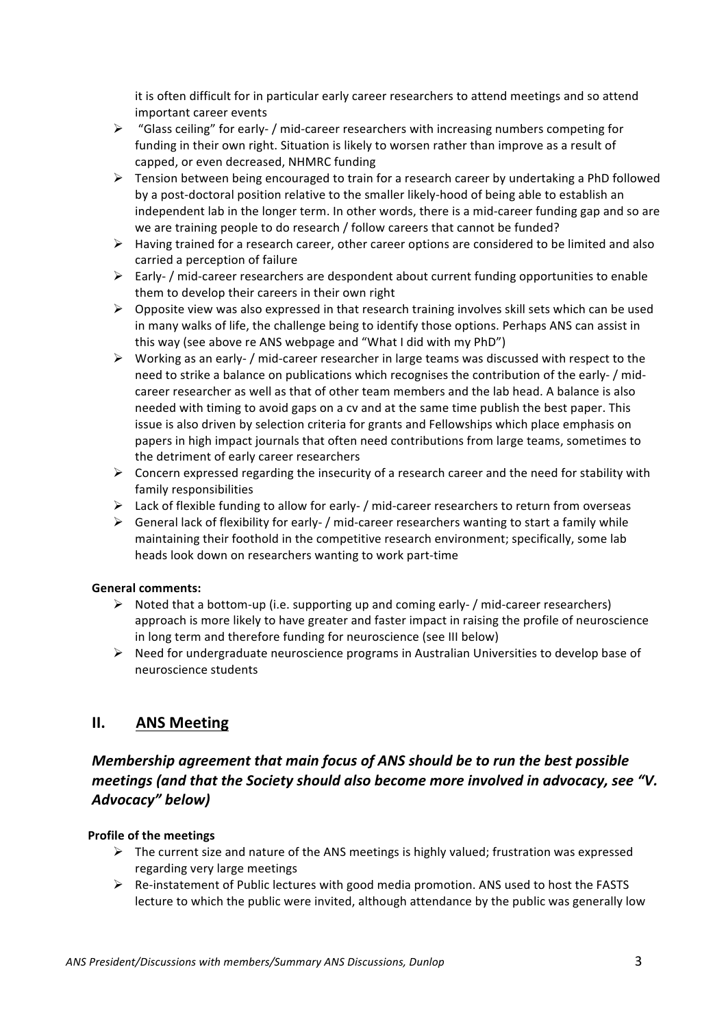it is often difficult for in particular early career researchers to attend meetings and so attend important career events

- "Glass ceiling" for early- / mid-career researchers with increasing numbers competing for funding in their own right. Situation is likely to worsen rather than improve as a result of capped, or even decreased, NHMRC funding
- Tension between being encouraged to train for a research career by undertaking a PhD followed by a post-doctoral position relative to the smaller likely-hood of being able to establish an independent lab in the longer term. In other words, there is a mid-career funding gap and so are we are training people to do research / follow careers that cannot be funded?
- Having trained for a research career, other career options are considered to be limited and also carried a perception of failure
- Early- / mid-career researchers are despondent about current funding opportunities to enable them to develop their careers in their own right
- Opposite view was also expressed in that research training involves skill sets which can be used in many walks of life, the challenge being to identify those options. Perhaps ANS can assist in this way (see above re ANS webpage and "What I did with my PhD")
- Working as an early- / mid-career researcher in large teams was discussed with respect to the need to strike a balance on publications which recognises the contribution of the early- / mid-career researcher as well as that of other team members and the lab head. A balance is also needed with timing to avoid gaps on a cv and at the same time publish the best paper. This issue is also driven by selection criteria for grants and Fellowships which place emphasis on papers in high impact journals that often need contributions from large teams, sometimes to the detriment of early career researchers
- Concern expressed regarding the insecurity of a research career and the need for stability with family responsibilities
- Lack of flexible funding to allow for early- / mid-career researchers to return from overseas
- General lack of flexibility for early- / mid-career researchers wanting to start a family while maintaining their foothold in the competitive research environment; specifically, some lab heads look down on researchers wanting to work part-time

**General comments:**

- Noted that a bottom-up (i.e. supporting up and coming early- / mid-career researchers) approach is more likely to have greater and faster impact in raising the profile of neuroscience in long term and therefore funding for neuroscience (see III below)
- Need for undergraduate neuroscience programs in Australian Universities to develop base of neuroscience students

## II. ANS Meeting

### *Membership agreement that main focus of ANS should be to run the best possible meetings (and that the Society should also become more involved in advocacy, see "V. Advocacy" below)*

**Profile of the meetings**

- The current size and nature of the ANS meetings is highly valued; frustration was expressed regarding very large meetings
- Re-instatement of Public lectures with good media promotion. ANS used to host the FASTS lecture to which the public were invited, although attendance by the public was generally low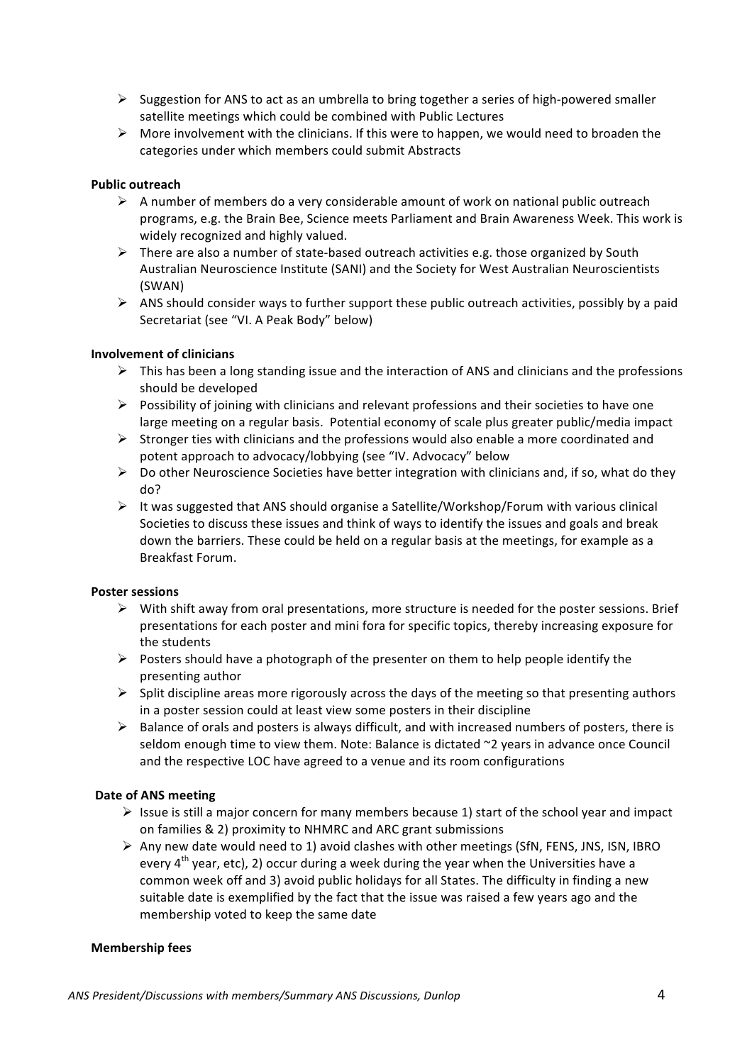- Suggestion for ANS to act as an umbrella to bring together a series of high-powered smaller satellite meetings which could be combined with Public Lectures
- More involvement with the clinicians. If this were to happen, we would need to broaden the categories under which members could submit Abstracts

**Public outreach**

- A number of members do a very considerable amount of work on national public outreach programs, e.g. the Brain Bee, Science meets Parliament and Brain Awareness Week. This work is widely recognized and highly valued.
- There are also a number of state-based outreach activities e.g. those organized by South Australian Neuroscience Institute (SANI) and the Society for West Australian Neuroscientists (SWAN)
- ANS should consider ways to further support these public outreach activities, possibly by a paid Secretariat (see "VI. A Peak Body" below)

**Involvement of clinicians**

- This has been a long standing issue and the interaction of ANS and clinicians and the professions should be developed
- Possibility of joining with clinicians and relevant professions and their societies to have one large meeting on a regular basis. Potential economy of scale plus greater public/media impact
- Stronger ties with clinicians and the professions would also enable a more coordinated and potent approach to advocacy/lobbying (see "IV. Advocacy" below
- Do other Neuroscience Societies have better integration with clinicians and, if so, what do they do?
- It was suggested that ANS should organise a Satellite/Workshop/Forum with various clinical Societies to discuss these issues and think of ways to identify the issues and goals and break down the barriers. These could be held on a regular basis at the meetings, for example as a Breakfast Forum.

**Poster sessions**

- With shift away from oral presentations, more structure is needed for the poster sessions. Brief presentations for each poster and mini fora for specific topics, thereby increasing exposure for the students
- Posters should have a photograph of the presenter on them to help people identify the presenting author
- Split discipline areas more rigorously across the days of the meeting so that presenting authors in a poster session could at least view some posters in their discipline
- Balance of orals and posters is always difficult, and with increased numbers of posters, there is seldom enough time to view them. Note: Balance is dictated ~2 years in advance once Council and the respective LOC have agreed to a venue and its room configurations

**Date of ANS meeting**

- Issue is still a major concern for many members because 1) start of the school year and impact on families & 2) proximity to NHMRC and ARC grant submissions
- Any new date would need to 1) avoid clashes with other meetings (SfN, FENS, JNS, ISN, IBRO every 4th year, etc), 2) occur during a week during the year when the Universities have a common week off and 3) avoid public holidays for all States. The difficulty in finding a new suitable date is exemplified by the fact that the issue was raised a few years ago and the membership voted to keep the same date

**Membership fees**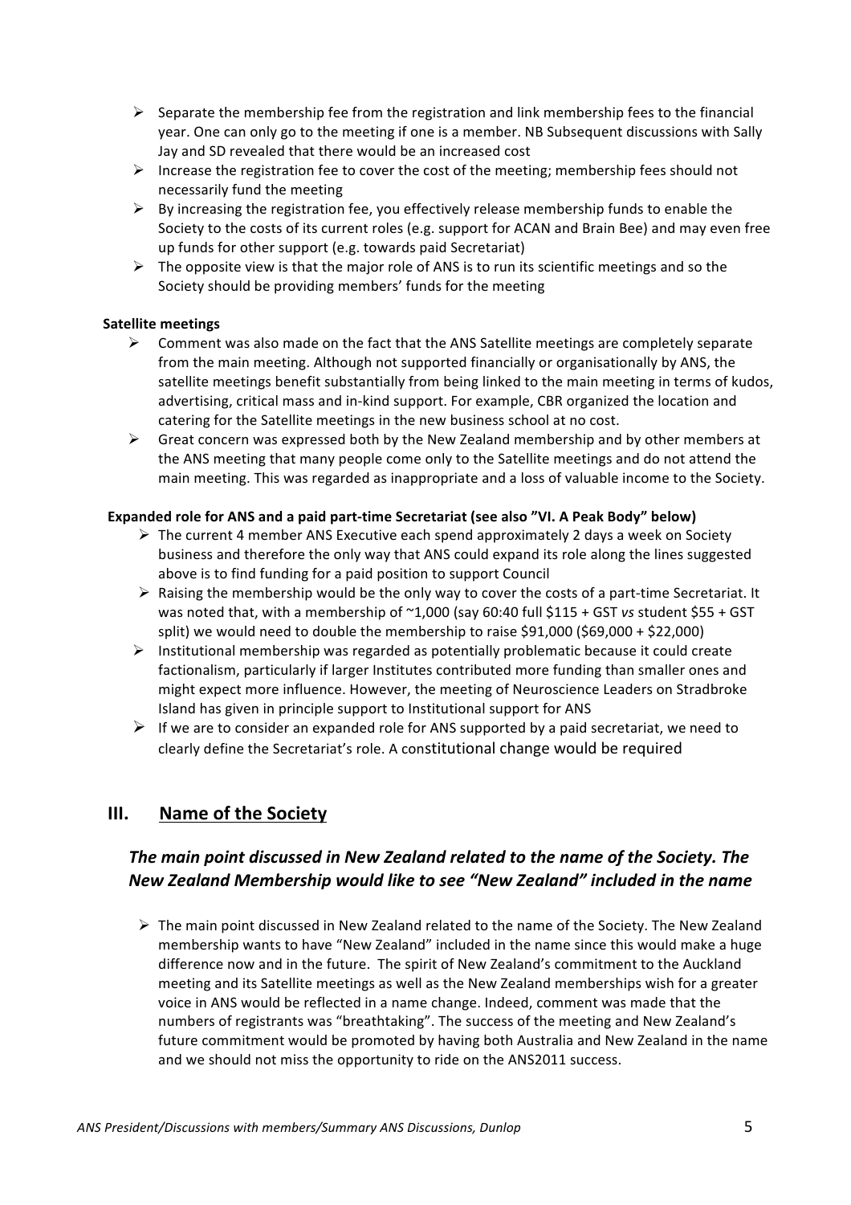- Separate the membership fee from the registration and link membership fees to the financial year. One can only go to the meeting if one is a member. NB Subsequent discussions with Sally Jay and SD revealed that there would be an increased cost
- Increase the registration fee to cover the cost of the meeting; membership fees should not necessarily fund the meeting
- By increasing the registration fee, you effectively release membership funds to enable the Society to the costs of its current roles (e.g. support for ACAN and Brain Bee) and may even free up funds for other support (e.g. towards paid Secretariat)
- The opposite view is that the major role of ANS is to run its scientific meetings and so the Society should be providing members' funds for the meeting

**Satellite meetings**

- Comment was also made on the fact that the ANS Satellite meetings are completely separate from the main meeting. Although not supported financially or organisationally by ANS, the satellite meetings benefit substantially from being linked to the main meeting in terms of kudos, advertising, critical mass and in-kind support. For example, CBR organized the location and catering for the Satellite meetings in the new business school at no cost.
- Great concern was expressed both by the New Zealand membership and by other members at the ANS meeting that many people come only to the Satellite meetings and do not attend the main meeting. This was regarded as inappropriate and a loss of valuable income to the Society.

**Expanded role for ANS and a paid part-time Secretariat (see also "VI. A Peak Body" below)**

- The current 4 member ANS Executive each spend approximately 2 days a week on Society business and therefore the only way that ANS could expand its role along the lines suggested above is to find funding for a paid position to support Council
- Raising the membership would be the only way to cover the costs of a part-time Secretariat. It was noted that, with a membership of ~1,000 (say 60:40 full $115 + GST *vs* student $55 + GST split) we would need to double the membership to raise $91,000 ($69,000 + $22,000)
- Institutional membership was regarded as potentially problematic because it could create factionalism, particularly if larger Institutes contributed more funding than smaller ones and might expect more influence. However, the meeting of Neuroscience Leaders on Stradbroke Island has given in principle support to Institutional support for ANS
- If we are to consider an expanded role for ANS supported by a paid secretariat, we need to clearly define the Secretariat's role. A constitutional change would be required

## III. Name of the Society

### *The main point discussed in New Zealand related to the name of the Society. The New Zealand Membership would like to see "New Zealand" included in the name*

- The main point discussed in New Zealand related to the name of the Society. The New Zealand membership wants to have "New Zealand" included in the name since this would make a huge difference now and in the future. The spirit of New Zealand's commitment to the Auckland meeting and its Satellite meetings as well as the New Zealand memberships wish for a greater voice in ANS would be reflected in a name change. Indeed, comment was made that the numbers of registrants was "breathtaking". The success of the meeting and New Zealand's future commitment would be promoted by having both Australia and New Zealand in the name and we should not miss the opportunity to ride on the ANS2011 success.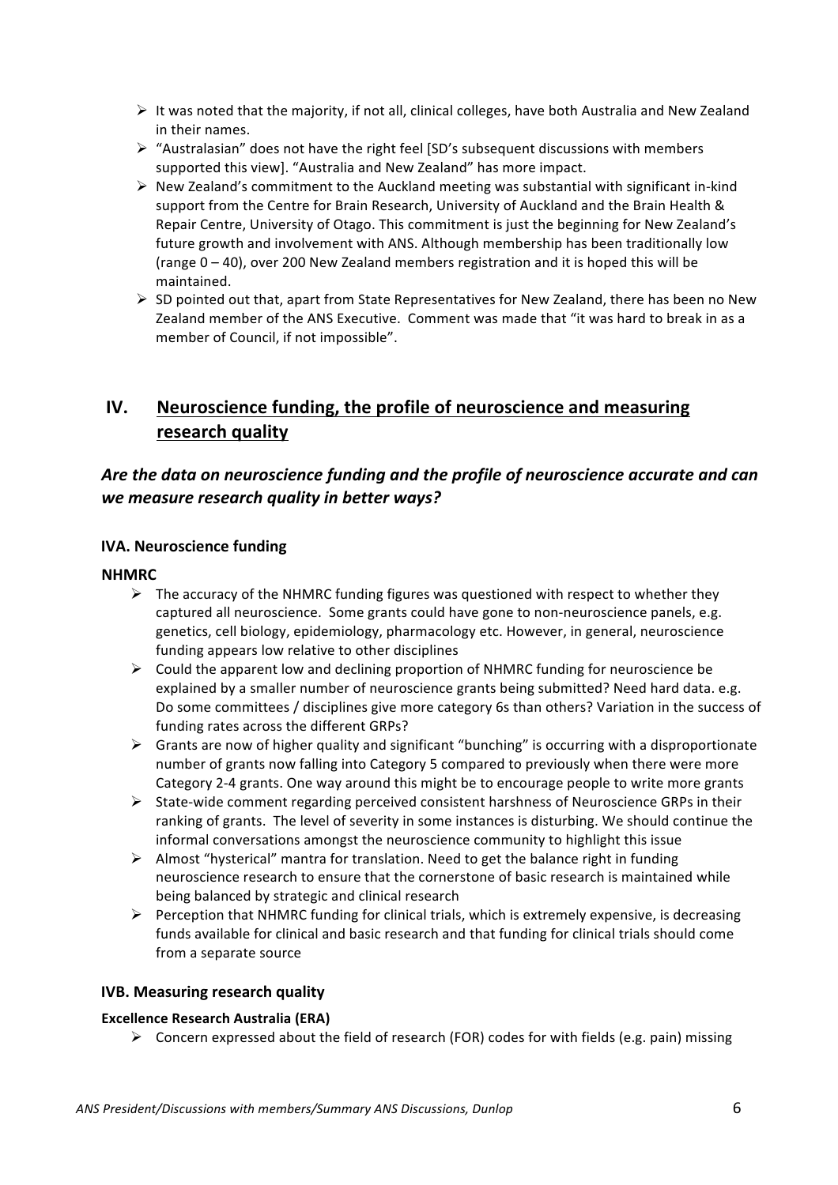- It was noted that the majority, if not all, clinical colleges, have both Australia and New Zealand in their names.
- "Australasian" does not have the right feel [SD's subsequent discussions with members supported this view]. "Australia and New Zealand" has more impact.
- New Zealand's commitment to the Auckland meeting was substantial with significant in-kind support from the Centre for Brain Research, University of Auckland and the Brain Health & Repair Centre, University of Otago. This commitment is just the beginning for New Zealand's future growth and involvement with ANS. Although membership has been traditionally low (range 0 – 40), over 200 New Zealand members registration and it is hoped this will be maintained.
- SD pointed out that, apart from State Representatives for New Zealand, there has been no New Zealand member of the ANS Executive. Comment was made that "it was hard to break in as a member of Council, if not impossible".

## IV. Neuroscience funding, the profile of neuroscience and measuring research quality

### *Are the data on neuroscience funding and the profile of neuroscience accurate and can we measure research quality in better ways?*

#### IVA. Neuroscience funding

**NHMRC**

- The accuracy of the NHMRC funding figures was questioned with respect to whether they captured all neuroscience. Some grants could have gone to non-neuroscience panels, e.g. genetics, cell biology, epidemiology, pharmacology etc. However, in general, neuroscience funding appears low relative to other disciplines
- Could the apparent low and declining proportion of NHMRC funding for neuroscience be explained by a smaller number of neuroscience grants being submitted? Need hard data. e.g. Do some committees / disciplines give more category 6s than others? Variation in the success of funding rates across the different GRPs?
- Grants are now of higher quality and significant "bunching" is occurring with a disproportionate number of grants now falling into Category 5 compared to previously when there were more Category 2-4 grants. One way around this might be to encourage people to write more grants
- State-wide comment regarding perceived consistent harshness of Neuroscience GRPs in their ranking of grants. The level of severity in some instances is disturbing. We should continue the informal conversations amongst the neuroscience community to highlight this issue
- Almost "hysterical" mantra for translation. Need to get the balance right in funding neuroscience research to ensure that the cornerstone of basic research is maintained while being balanced by strategic and clinical research
- Perception that NHMRC funding for clinical trials, which is extremely expensive, is decreasing funds available for clinical and basic research and that funding for clinical trials should come from a separate source

#### IVB. Measuring research quality

**Excellence Research Australia (ERA)**

- Concern expressed about the field of research (FOR) codes for with fields (e.g. pain) missing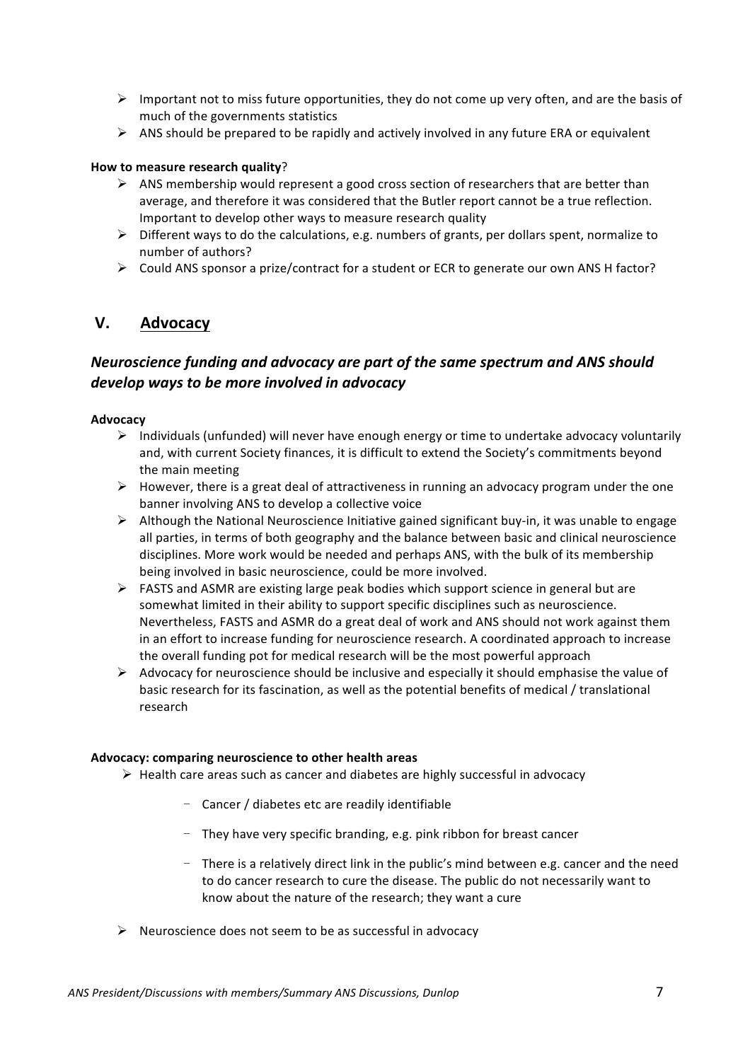- Important not to miss future opportunities, they do not come up very often, and are the basis of much of the governments statistics
- ANS should be prepared to be rapidly and actively involved in any future ERA or equivalent

**How to measure research quality**?

- ANS membership would represent a good cross section of researchers that are better than average, and therefore it was considered that the Butler report cannot be a true reflection. Important to develop other ways to measure research quality
- Different ways to do the calculations, e.g. numbers of grants, per dollars spent, normalize to number of authors?
- Could ANS sponsor a prize/contract for a student or ECR to generate our own ANS H factor?

## V. <u>Advocacy</u>

### *Neuroscience funding and advocacy are part of the same spectrum and ANS should develop ways to be more involved in advocacy*

**Advocacy**

- Individuals (unfunded) will never have enough energy or time to undertake advocacy voluntarily and, with current Society finances, it is difficult to extend the Society's commitments beyond the main meeting
- However, there is a great deal of attractiveness in running an advocacy program under the one banner involving ANS to develop a collective voice
- Although the National Neuroscience Initiative gained significant buy-in, it was unable to engage all parties, in terms of both geography and the balance between basic and clinical neuroscience disciplines. More work would be needed and perhaps ANS, with the bulk of its membership being involved in basic neuroscience, could be more involved.
- FASTS and ASMR are existing large peak bodies which support science in general but are somewhat limited in their ability to support specific disciplines such as neuroscience. Nevertheless, FASTS and ASMR do a great deal of work and ANS should not work against them in an effort to increase funding for neuroscience research. A coordinated approach to increase the overall funding pot for medical research will be the most powerful approach
- Advocacy for neuroscience should be inclusive and especially it should emphasise the value of basic research for its fascination, as well as the potential benefits of medical / translational research

**Advocacy: comparing neuroscience to other health areas**

- Health care areas such as cancer and diabetes are highly successful in advocacy
  - Cancer / diabetes etc are readily identifiable
  - They have very specific branding, e.g. pink ribbon for breast cancer
  - There is a relatively direct link in the public's mind between e.g. cancer and the need to do cancer research to cure the disease. The public do not necessarily want to know about the nature of the research; they want a cure
- Neuroscience does not seem to be as successful in advocacy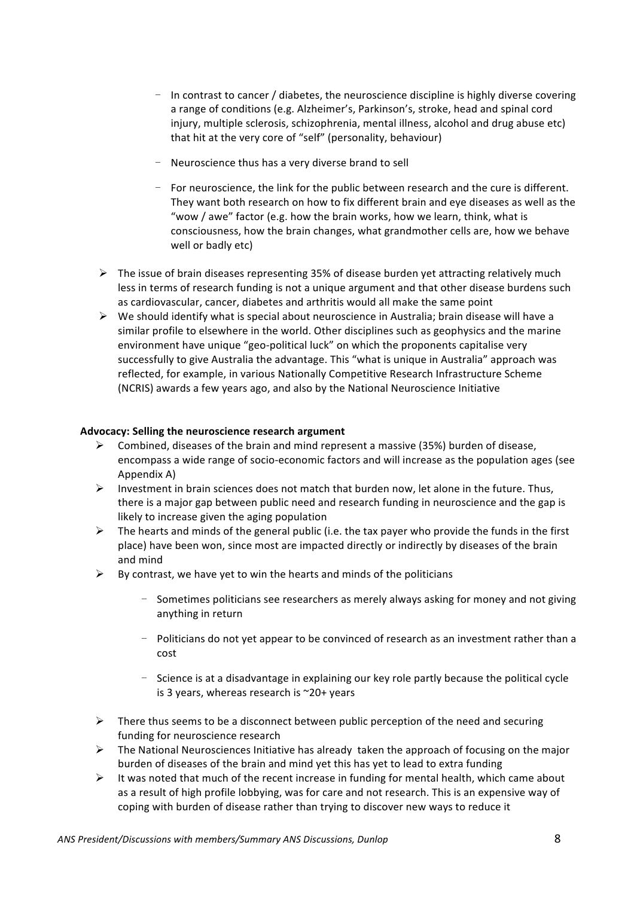- In contrast to cancer / diabetes, the neuroscience discipline is highly diverse covering a range of conditions (e.g. Alzheimer's, Parkinson's, stroke, head and spinal cord injury, multiple sclerosis, schizophrenia, mental illness, alcohol and drug abuse etc) that hit at the very core of "self" (personality, behaviour)
  - Neuroscience thus has a very diverse brand to sell
  - For neuroscience, the link for the public between research and the cure is different. They want both research on how to fix different brain and eye diseases as well as the "wow / awe" factor (e.g. how the brain works, how we learn, think, what is consciousness, how the brain changes, what grandmother cells are, how we behave well or badly etc)

- The issue of brain diseases representing 35% of disease burden yet attracting relatively much less in terms of research funding is not a unique argument and that other disease burdens such as cardiovascular, cancer, diabetes and arthritis would all make the same point
- We should identify what is special about neuroscience in Australia; brain disease will have a similar profile to elsewhere in the world. Other disciplines such as geophysics and the marine environment have unique "geo-political luck" on which the proponents capitalise very successfully to give Australia the advantage. This "what is unique in Australia" approach was reflected, for example, in various Nationally Competitive Research Infrastructure Scheme (NCRIS) awards a few years ago, and also by the National Neuroscience Initiative

**Advocacy: Selling the neuroscience research argument**

- Combined, diseases of the brain and mind represent a massive (35%) burden of disease, encompass a wide range of socio-economic factors and will increase as the population ages (see Appendix A)
- Investment in brain sciences does not match that burden now, let alone in the future. Thus, there is a major gap between public need and research funding in neuroscience and the gap is likely to increase given the aging population
- The hearts and minds of the general public (i.e. the tax payer who provide the funds in the first place) have been won, since most are impacted directly or indirectly by diseases of the brain and mind
- By contrast, we have yet to win the hearts and minds of the politicians
  - Sometimes politicians see researchers as merely always asking for money and not giving anything in return
  - Politicians do not yet appear to be convinced of research as an investment rather than a cost
  - Science is at a disadvantage in explaining our key role partly because the political cycle is 3 years, whereas research is ~20+ years
- There thus seems to be a disconnect between public perception of the need and securing funding for neuroscience research
- The National Neurosciences Initiative has already taken the approach of focusing on the major burden of diseases of the brain and mind yet this has yet to lead to extra funding
- It was noted that much of the recent increase in funding for mental health, which came about as a result of high profile lobbying, was for care and not research. This is an expensive way of coping with burden of disease rather than trying to discover new ways to reduce it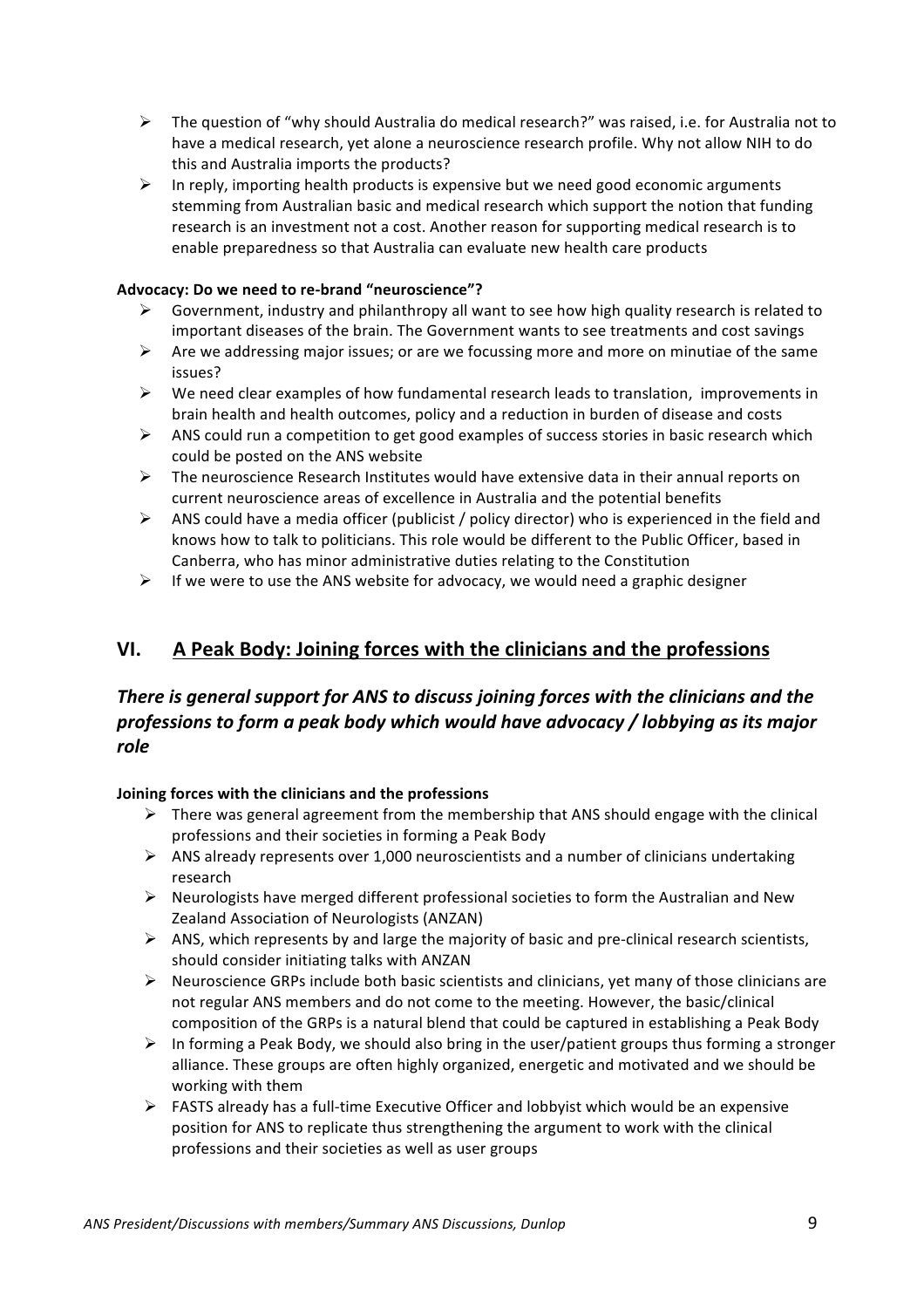- The question of "why should Australia do medical research?" was raised, i.e. for Australia not to have a medical research, yet alone a neuroscience research profile. Why not allow NIH to do this and Australia imports the products?
- In reply, importing health products is expensive but we need good economic arguments stemming from Australian basic and medical research which support the notion that funding research is an investment not a cost. Another reason for supporting medical research is to enable preparedness so that Australia can evaluate new health care products

**Advocacy: Do we need to re-brand "neuroscience"?**

- Government, industry and philanthropy all want to see how high quality research is related to important diseases of the brain. The Government wants to see treatments and cost savings
- Are we addressing major issues; or are we focussing more and more on minutiae of the same issues?
- We need clear examples of how fundamental research leads to translation, improvements in brain health and health outcomes, policy and a reduction in burden of disease and costs
- ANS could run a competition to get good examples of success stories in basic research which could be posted on the ANS website
- The neuroscience Research Institutes would have extensive data in their annual reports on current neuroscience areas of excellence in Australia and the potential benefits
- ANS could have a media officer (publicist / policy director) who is experienced in the field and knows how to talk to politicians. This role would be different to the Public Officer, based in Canberra, who has minor administrative duties relating to the Constitution
- If we were to use the ANS website for advocacy, we would need a graphic designer

## VI. A Peak Body: Joining forces with the clinicians and the professions

### *There is general support for ANS to discuss joining forces with the clinicians and the professions to form a peak body which would have advocacy / lobbying as its major role*

**Joining forces with the clinicians and the professions**

- There was general agreement from the membership that ANS should engage with the clinical professions and their societies in forming a Peak Body
- ANS already represents over 1,000 neuroscientists and a number of clinicians undertaking research
- Neurologists have merged different professional societies to form the Australian and New Zealand Association of Neurologists (ANZAN)
- ANS, which represents by and large the majority of basic and pre-clinical research scientists, should consider initiating talks with ANZAN
- Neuroscience GRPs include both basic scientists and clinicians, yet many of those clinicians are not regular ANS members and do not come to the meeting. However, the basic/clinical composition of the GRPs is a natural blend that could be captured in establishing a Peak Body
- In forming a Peak Body, we should also bring in the user/patient groups thus forming a stronger alliance. These groups are often highly organized, energetic and motivated and we should be working with them
- FASTS already has a full-time Executive Officer and lobbyist which would be an expensive position for ANS to replicate thus strengthening the argument to work with the clinical professions and their societies as well as user groups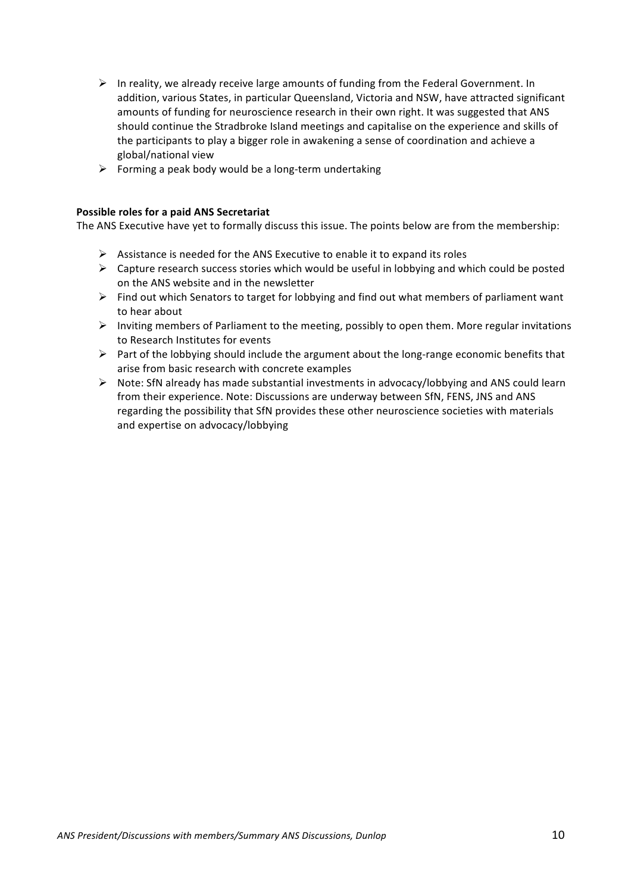- In reality, we already receive large amounts of funding from the Federal Government. In addition, various States, in particular Queensland, Victoria and NSW, have attracted significant amounts of funding for neuroscience research in their own right. It was suggested that ANS should continue the Stradbroke Island meetings and capitalise on the experience and skills of the participants to play a bigger role in awakening a sense of coordination and achieve a global/national view
- Forming a peak body would be a long-term undertaking

**Possible roles for a paid ANS Secretariat**

The ANS Executive have yet to formally discuss this issue. The points below are from the membership:

- Assistance is needed for the ANS Executive to enable it to expand its roles
- Capture research success stories which would be useful in lobbying and which could be posted on the ANS website and in the newsletter
- Find out which Senators to target for lobbying and find out what members of parliament want to hear about
- Inviting members of Parliament to the meeting, possibly to open them. More regular invitations to Research Institutes for events
- Part of the lobbying should include the argument about the long-range economic benefits that arise from basic research with concrete examples
- Note: SfN already has made substantial investments in advocacy/lobbying and ANS could learn from their experience. Note: Discussions are underway between SfN, FENS, JNS and ANS regarding the possibility that SfN provides these other neuroscience societies with materials and expertise on advocacy/lobbying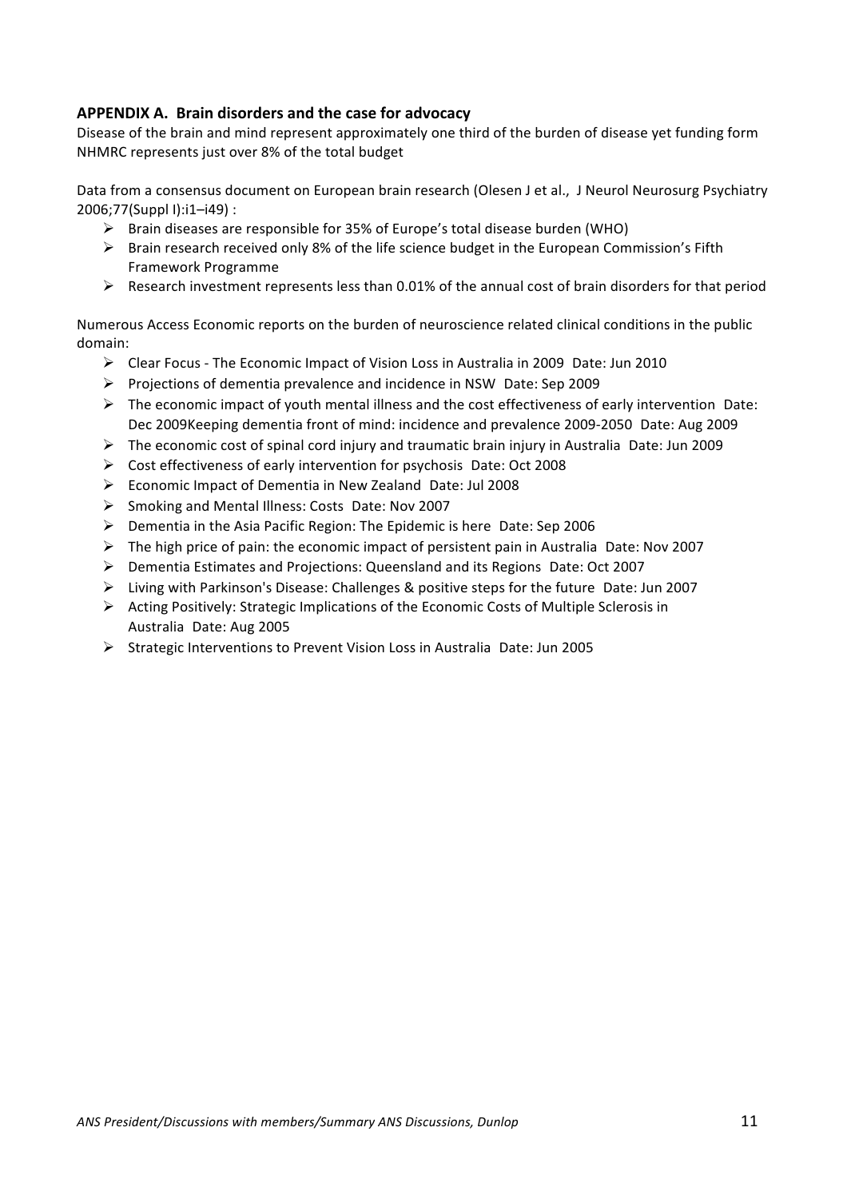## APPENDIX A. Brain disorders and the case for advocacy

Disease of the brain and mind represent approximately one third of the burden of disease yet funding form NHMRC represents just over 8% of the total budget

Data from a consensus document on European brain research (Olesen J et al., J Neurol Neurosurg Psychiatry 2006;77(Suppl I):i1–i49) :

- Brain diseases are responsible for 35% of Europe's total disease burden (WHO)
- Brain research received only 8% of the life science budget in the European Commission's Fifth Framework Programme
- Research investment represents less than 0.01% of the annual cost of brain disorders for that period

Numerous Access Economic reports on the burden of neuroscience related clinical conditions in the public domain:

- Clear Focus - The Economic Impact of Vision Loss in Australia in 2009 Date: Jun 2010
- Projections of dementia prevalence and incidence in NSW Date: Sep 2009
- The economic impact of youth mental illness and the cost effectiveness of early intervention Date: Dec 2009Keeping dementia front of mind: incidence and prevalence 2009-2050 Date: Aug 2009
- The economic cost of spinal cord injury and traumatic brain injury in Australia Date: Jun 2009
- Cost effectiveness of early intervention for psychosis Date: Oct 2008
- Economic Impact of Dementia in New Zealand Date: Jul 2008
- Smoking and Mental Illness: Costs Date: Nov 2007
- Dementia in the Asia Pacific Region: The Epidemic is here Date: Sep 2006
- The high price of pain: the economic impact of persistent pain in Australia Date: Nov 2007
- Dementia Estimates and Projections: Queensland and its Regions Date: Oct 2007
- Living with Parkinson's Disease: Challenges & positive steps for the future Date: Jun 2007
- Acting Positively: Strategic Implications of the Economic Costs of Multiple Sclerosis in Australia Date: Aug 2005
- Strategic Interventions to Prevent Vision Loss in Australia Date: Jun 2005